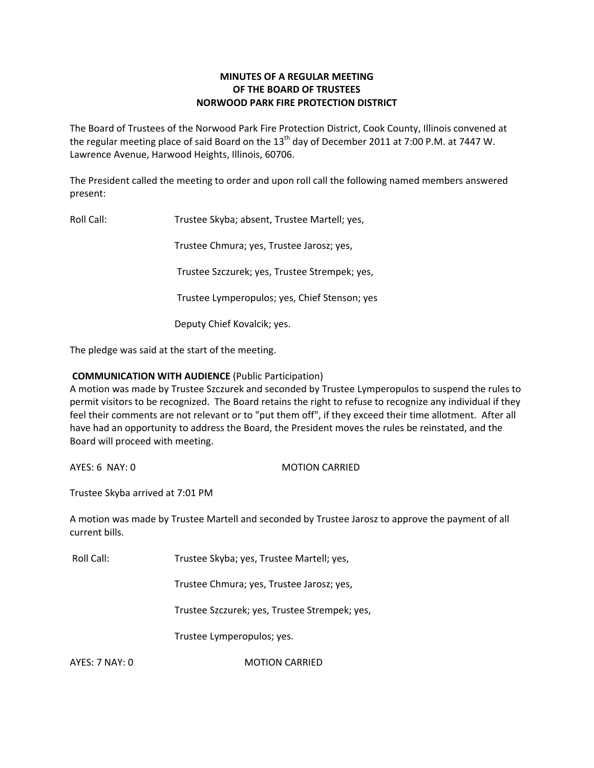**MINUTES OF A REGULAR MEETING**
**OF THE BOARD OF TRUSTEES**
**NORWOOD PARK FIRE PROTECTION DISTRICT**

The Board of Trustees of the Norwood Park Fire Protection District, Cook County, Illinois convened at the regular meeting place of said Board on the 13th day of December 2011 at 7:00 P.M. at 7447 W. Lawrence Avenue, Harwood Heights, Illinois, 60706.

The President called the meeting to order and upon roll call the following named members answered present:

Roll Call: Trustee Skyba; absent, Trustee Martell; yes,

Trustee Chmura; yes, Trustee Jarosz; yes,

Trustee Szczurek; yes, Trustee Strempek; yes,

Trustee Lymperopulos; yes, Chief Stenson; yes

Deputy Chief Kovalcik; yes.

The pledge was said at the start of the meeting.

**COMMUNICATION WITH AUDIENCE** (Public Participation)
A motion was made by Trustee Szczurek and seconded by Trustee Lymperopulos to suspend the rules to permit visitors to be recognized. The Board retains the right to refuse to recognize any individual if they feel their comments are not relevant or to "put them off", if they exceed their time allotment. After all have had an opportunity to address the Board, the President moves the rules be reinstated, and the Board will proceed with meeting.

AYES: 6 NAY: 0 MOTION CARRIED

Trustee Skyba arrived at 7:01 PM

A motion was made by Trustee Martell and seconded by Trustee Jarosz to approve the payment of all current bills.

Roll Call: Trustee Skyba; yes, Trustee Martell; yes,

Trustee Chmura; yes, Trustee Jarosz; yes,

Trustee Szczurek; yes, Trustee Strempek; yes,

Trustee Lymperopulos; yes.

AYES: 7 NAY: 0 MOTION CARRIED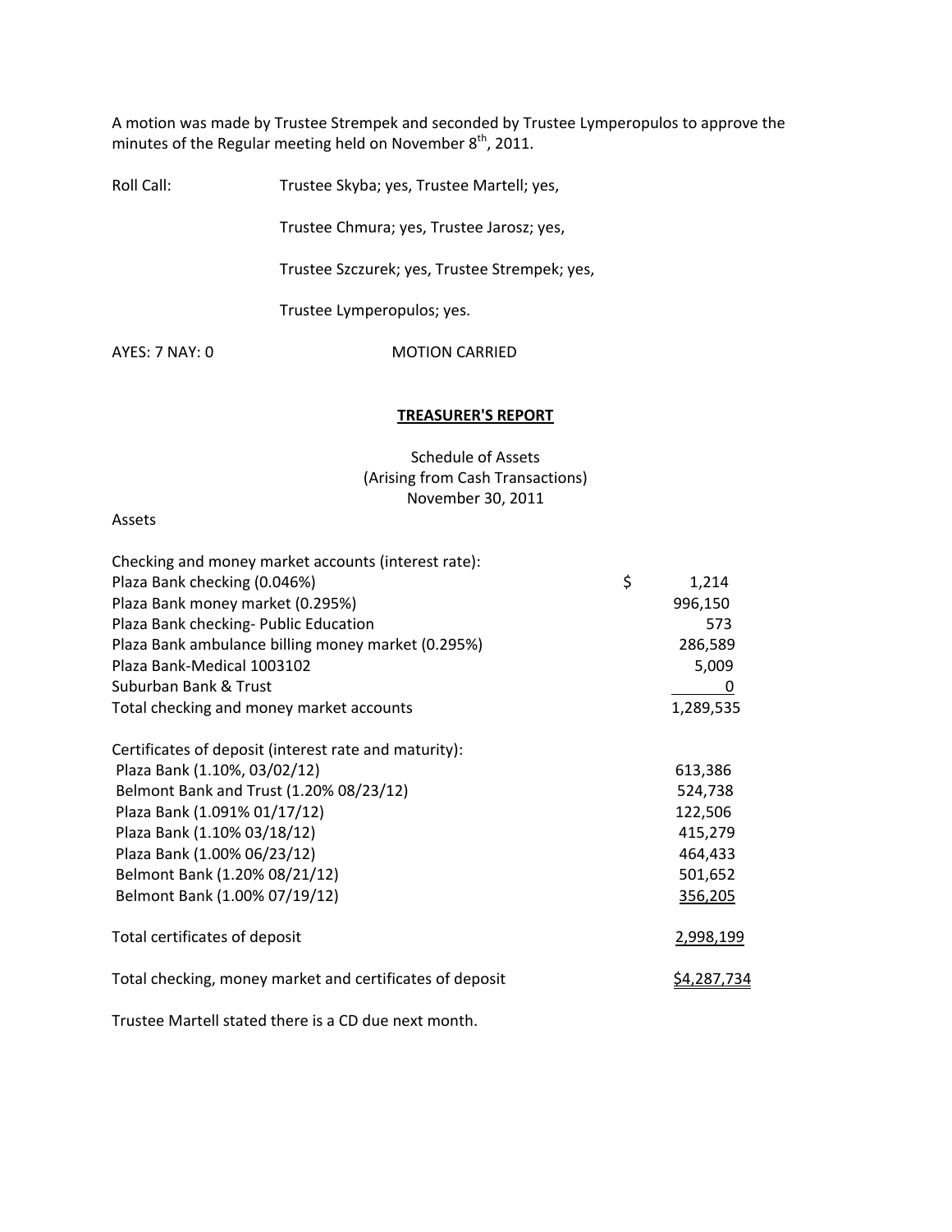A motion was made by Trustee Strempek and seconded by Trustee Lymperopulos to approve the minutes of the Regular meeting held on November 8th, 2011.

Roll Call: Trustee Skyba; yes, Trustee Martell; yes,

Trustee Chmura; yes, Trustee Jarosz; yes,

Trustee Szczurek; yes, Trustee Strempek; yes,

Trustee Lymperopulos; yes.

AYES: 7 NAY: 0 MOTION CARRIED

## TREASURER'S REPORT

Schedule of Assets
(Arising from Cash Transactions)
November 30, 2011

Assets

| | |
|---|---|
| Checking and money market accounts (interest rate): | |
| Plaza Bank checking (0.046%) | $ 1,214 |
| Plaza Bank money market (0.295%) | 996,150 |
| Plaza Bank checking- Public Education | 573 |
| Plaza Bank ambulance billing money market (0.295%) | 286,589 |
| Plaza Bank-Medical 1003102 | 5,009 |
| Suburban Bank & Trust | 0 |
| Total checking and money market accounts | 1,289,535 |
| | |
| Certificates of deposit (interest rate and maturity): | |
| Plaza Bank (1.10%, 03/02/12) | 613,386 |
| Belmont Bank and Trust (1.20% 08/23/12) | 524,738 |
| Plaza Bank (1.091% 01/17/12) | 122,506 |
| Plaza Bank (1.10% 03/18/12) | 415,279 |
| Plaza Bank (1.00% 06/23/12) | 464,433 |
| Belmont Bank (1.20% 08/21/12) | 501,652 |
| Belmont Bank (1.00% 07/19/12) | 356,205 |
| | |
| Total certificates of deposit | 2,998,199 |
| | |
| Total checking, money market and certificates of deposit | $4,287,734 |

Trustee Martell stated there is a CD due next month.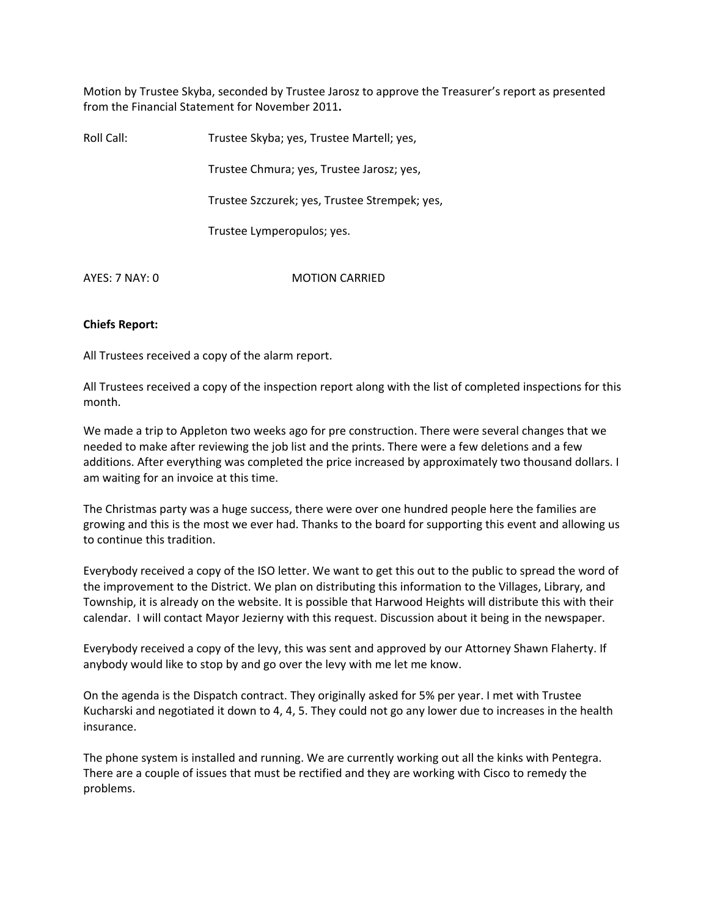Motion by Trustee Skyba, seconded by Trustee Jarosz to approve the Treasurer's report as presented from the Financial Statement for November 2011**.**

Roll Call: Trustee Skyba; yes, Trustee Martell; yes,

Trustee Chmura; yes, Trustee Jarosz; yes,

Trustee Szczurek; yes, Trustee Strempek; yes,

Trustee Lymperopulos; yes.

AYES: 7 NAY: 0 MOTION CARRIED

**Chiefs Report:**

All Trustees received a copy of the alarm report.

All Trustees received a copy of the inspection report along with the list of completed inspections for this month.

We made a trip to Appleton two weeks ago for pre construction. There were several changes that we needed to make after reviewing the job list and the prints. There were a few deletions and a few additions. After everything was completed the price increased by approximately two thousand dollars. I am waiting for an invoice at this time.

The Christmas party was a huge success, there were over one hundred people here the families are growing and this is the most we ever had. Thanks to the board for supporting this event and allowing us to continue this tradition.

Everybody received a copy of the ISO letter. We want to get this out to the public to spread the word of the improvement to the District. We plan on distributing this information to the Villages, Library, and Township, it is already on the website. It is possible that Harwood Heights will distribute this with their calendar. I will contact Mayor Jezierny with this request. Discussion about it being in the newspaper.

Everybody received a copy of the levy, this was sent and approved by our Attorney Shawn Flaherty. If anybody would like to stop by and go over the levy with me let me know.

On the agenda is the Dispatch contract. They originally asked for 5% per year. I met with Trustee Kucharski and negotiated it down to 4, 4, 5. They could not go any lower due to increases in the health insurance.

The phone system is installed and running. We are currently working out all the kinks with Pentegra. There are a couple of issues that must be rectified and they are working with Cisco to remedy the problems.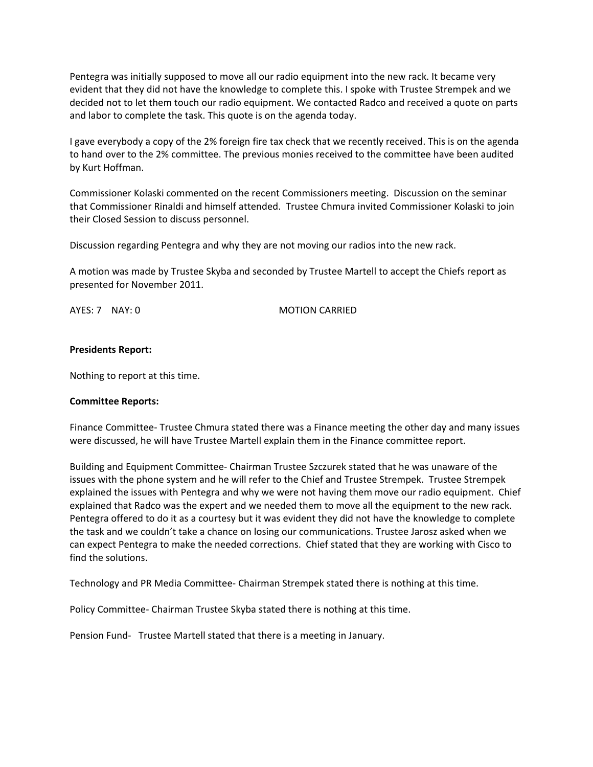Pentegra was initially supposed to move all our radio equipment into the new rack. It became very evident that they did not have the knowledge to complete this. I spoke with Trustee Strempek and we decided not to let them touch our radio equipment. We contacted Radco and received a quote on parts and labor to complete the task. This quote is on the agenda today.

I gave everybody a copy of the 2% foreign fire tax check that we recently received. This is on the agenda to hand over to the 2% committee. The previous monies received to the committee have been audited by Kurt Hoffman.

Commissioner Kolaski commented on the recent Commissioners meeting. Discussion on the seminar that Commissioner Rinaldi and himself attended. Trustee Chmura invited Commissioner Kolaski to join their Closed Session to discuss personnel.

Discussion regarding Pentegra and why they are not moving our radios into the new rack.

A motion was made by Trustee Skyba and seconded by Trustee Martell to accept the Chiefs report as presented for November 2011.

AYES: 7 NAY: 0 MOTION CARRIED

**Presidents Report:**

Nothing to report at this time.

**Committee Reports:**

Finance Committee- Trustee Chmura stated there was a Finance meeting the other day and many issues were discussed, he will have Trustee Martell explain them in the Finance committee report.

Building and Equipment Committee- Chairman Trustee Szczurek stated that he was unaware of the issues with the phone system and he will refer to the Chief and Trustee Strempek. Trustee Strempek explained the issues with Pentegra and why we were not having them move our radio equipment. Chief explained that Radco was the expert and we needed them to move all the equipment to the new rack. Pentegra offered to do it as a courtesy but it was evident they did not have the knowledge to complete the task and we couldn't take a chance on losing our communications. Trustee Jarosz asked when we can expect Pentegra to make the needed corrections. Chief stated that they are working with Cisco to find the solutions.

Technology and PR Media Committee- Chairman Strempek stated there is nothing at this time.

Policy Committee- Chairman Trustee Skyba stated there is nothing at this time.

Pension Fund- Trustee Martell stated that there is a meeting in January.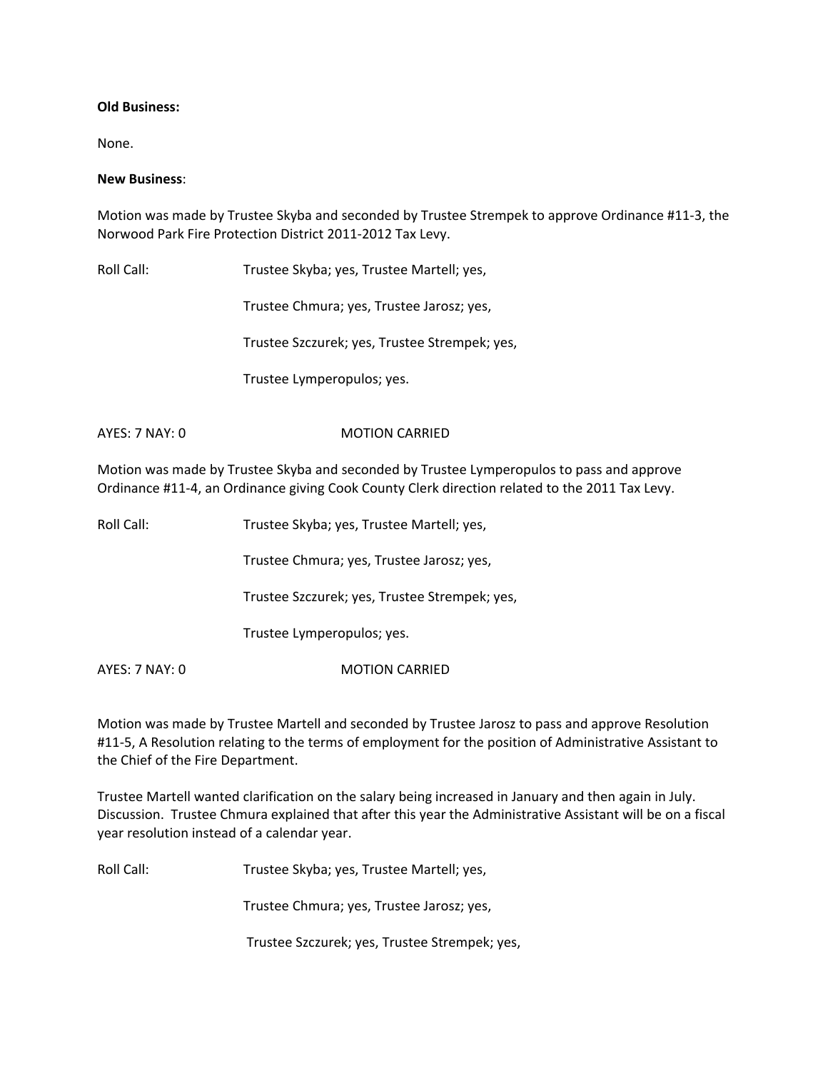**Old Business:**

None.

**New Business**:

Motion was made by Trustee Skyba and seconded by Trustee Strempek to approve Ordinance #11-3, the Norwood Park Fire Protection District 2011-2012 Tax Levy.

Roll Call: Trustee Skyba; yes, Trustee Martell; yes,

Trustee Chmura; yes, Trustee Jarosz; yes,

Trustee Szczurek; yes, Trustee Strempek; yes,

Trustee Lymperopulos; yes.

AYES: 7 NAY: 0 MOTION CARRIED

Motion was made by Trustee Skyba and seconded by Trustee Lymperopulos to pass and approve Ordinance #11-4, an Ordinance giving Cook County Clerk direction related to the 2011 Tax Levy.

Roll Call: Trustee Skyba; yes, Trustee Martell; yes,

Trustee Chmura; yes, Trustee Jarosz; yes,

Trustee Szczurek; yes, Trustee Strempek; yes,

Trustee Lymperopulos; yes.

AYES: 7 NAY: 0 MOTION CARRIED

Motion was made by Trustee Martell and seconded by Trustee Jarosz to pass and approve Resolution #11-5, A Resolution relating to the terms of employment for the position of Administrative Assistant to the Chief of the Fire Department.

Trustee Martell wanted clarification on the salary being increased in January and then again in July. Discussion. Trustee Chmura explained that after this year the Administrative Assistant will be on a fiscal year resolution instead of a calendar year.

Roll Call: Trustee Skyba; yes, Trustee Martell; yes,

Trustee Chmura; yes, Trustee Jarosz; yes,

Trustee Szczurek; yes, Trustee Strempek; yes,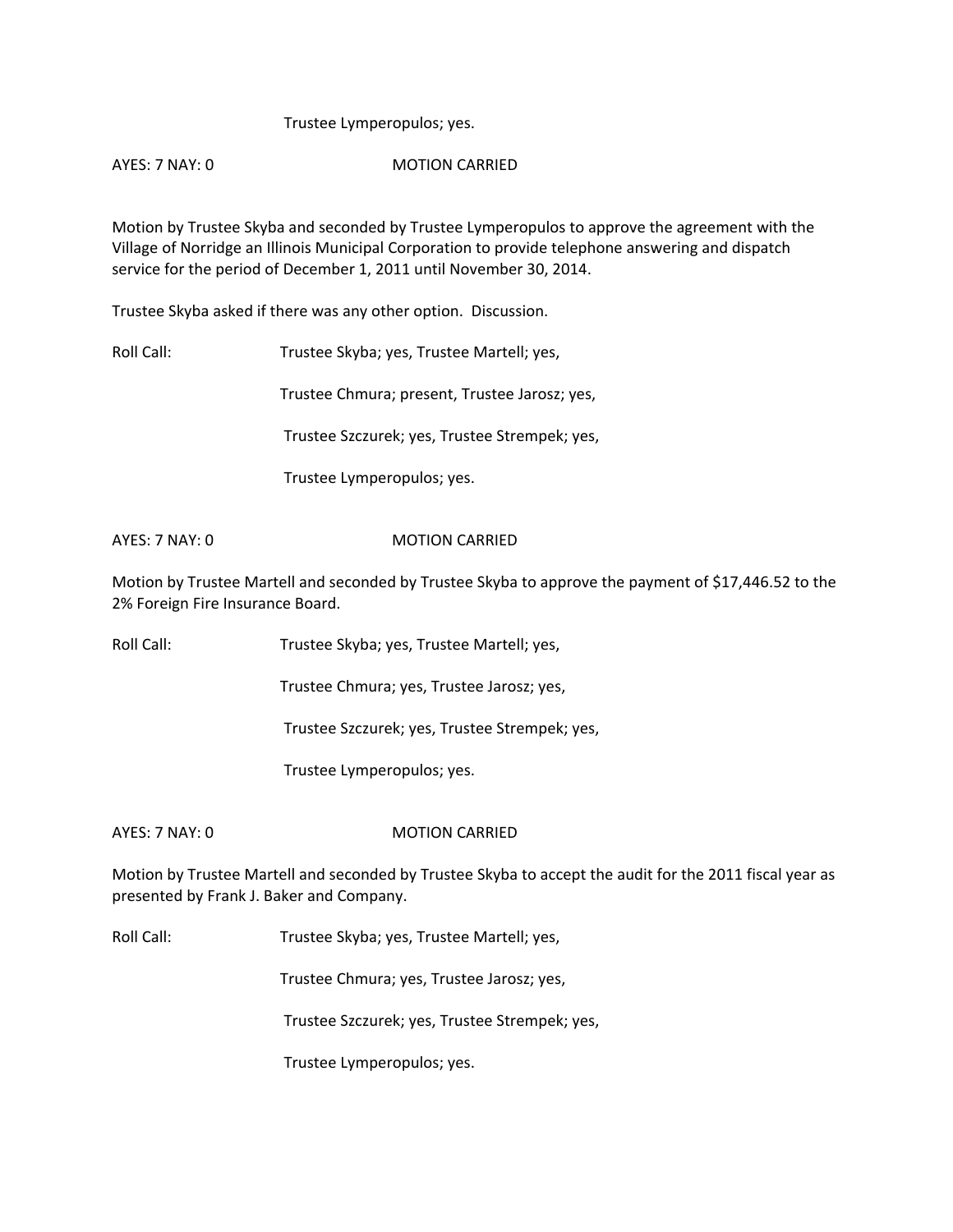Trustee Lymperopulos; yes.

AYES: 7 NAY: 0 MOTION CARRIED

Motion by Trustee Skyba and seconded by Trustee Lymperopulos to approve the agreement with the Village of Norridge an Illinois Municipal Corporation to provide telephone answering and dispatch service for the period of December 1, 2011 until November 30, 2014.

Trustee Skyba asked if there was any other option. Discussion.

Roll Call: Trustee Skyba; yes, Trustee Martell; yes,

Trustee Chmura; present, Trustee Jarosz; yes,

Trustee Szczurek; yes, Trustee Strempek; yes,

Trustee Lymperopulos; yes.

AYES: 7 NAY: 0 MOTION CARRIED

Motion by Trustee Martell and seconded by Trustee Skyba to approve the payment of $17,446.52 to the 2% Foreign Fire Insurance Board.

Roll Call: Trustee Skyba; yes, Trustee Martell; yes,

Trustee Chmura; yes, Trustee Jarosz; yes,

Trustee Szczurek; yes, Trustee Strempek; yes,

Trustee Lymperopulos; yes.

AYES: 7 NAY: 0 MOTION CARRIED

Motion by Trustee Martell and seconded by Trustee Skyba to accept the audit for the 2011 fiscal year as presented by Frank J. Baker and Company.

Roll Call: Trustee Skyba; yes, Trustee Martell; yes,

Trustee Chmura; yes, Trustee Jarosz; yes,

Trustee Szczurek; yes, Trustee Strempek; yes,

Trustee Lymperopulos; yes.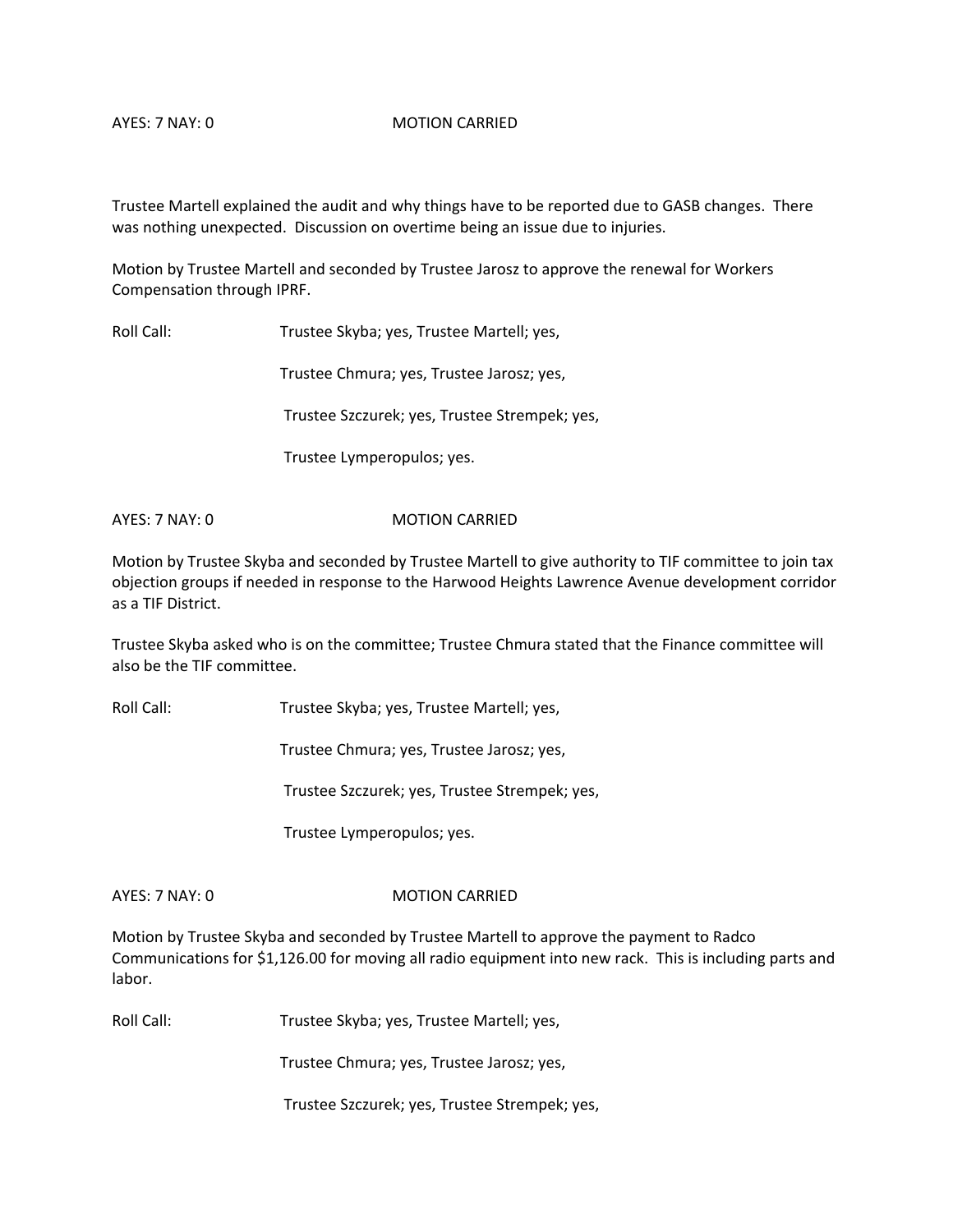AYES: 7 NAY: 0 MOTION CARRIED

Trustee Martell explained the audit and why things have to be reported due to GASB changes. There was nothing unexpected. Discussion on overtime being an issue due to injuries.

Motion by Trustee Martell and seconded by Trustee Jarosz to approve the renewal for Workers Compensation through IPRF.

Roll Call: Trustee Skyba; yes, Trustee Martell; yes,

Trustee Chmura; yes, Trustee Jarosz; yes,

Trustee Szczurek; yes, Trustee Strempek; yes,

Trustee Lymperopulos; yes.

AYES: 7 NAY: 0 MOTION CARRIED

Motion by Trustee Skyba and seconded by Trustee Martell to give authority to TIF committee to join tax objection groups if needed in response to the Harwood Heights Lawrence Avenue development corridor as a TIF District.

Trustee Skyba asked who is on the committee; Trustee Chmura stated that the Finance committee will also be the TIF committee.

Roll Call: Trustee Skyba; yes, Trustee Martell; yes,

Trustee Chmura; yes, Trustee Jarosz; yes,

Trustee Szczurek; yes, Trustee Strempek; yes,

Trustee Lymperopulos; yes.

AYES: 7 NAY: 0 MOTION CARRIED

Motion by Trustee Skyba and seconded by Trustee Martell to approve the payment to Radco Communications for $1,126.00 for moving all radio equipment into new rack. This is including parts and labor.

Roll Call: Trustee Skyba; yes, Trustee Martell; yes,

Trustee Chmura; yes, Trustee Jarosz; yes,

Trustee Szczurek; yes, Trustee Strempek; yes,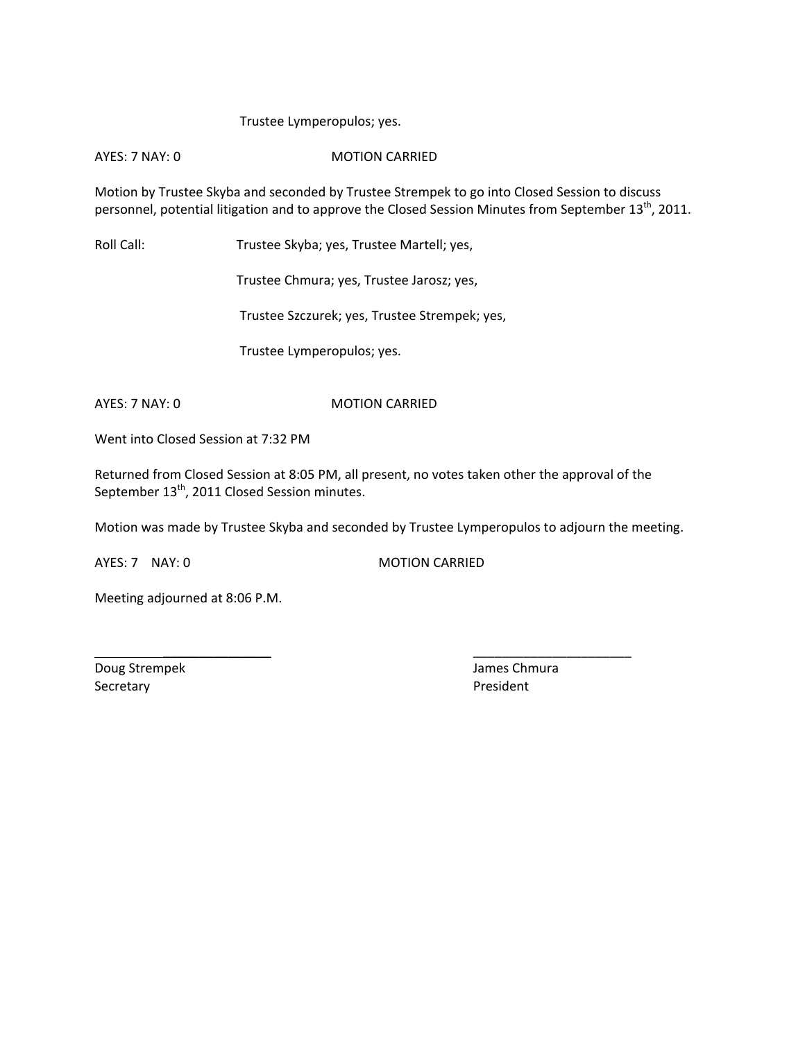Trustee Lymperopulos; yes.

AYES: 7 NAY: 0 MOTION CARRIED

Motion by Trustee Skyba and seconded by Trustee Strempek to go into Closed Session to discuss personnel, potential litigation and to approve the Closed Session Minutes from September 13th, 2011.

Roll Call: Trustee Skyba; yes, Trustee Martell; yes,

Trustee Chmura; yes, Trustee Jarosz; yes,

Trustee Szczurek; yes, Trustee Strempek; yes,

Trustee Lymperopulos; yes.

AYES: 7 NAY: 0 MOTION CARRIED

Went into Closed Session at 7:32 PM

Returned from Closed Session at 8:05 PM, all present, no votes taken other the approval of the September 13th, 2011 Closed Session minutes.

Motion was made by Trustee Skyba and seconded by Trustee Lymperopulos to adjourn the meeting.

AYES: 7 NAY: 0 MOTION CARRIED

Meeting adjourned at 8:06 P.M.

_________________________ _________________________

Doug Strempek James Chmura
Secretary President